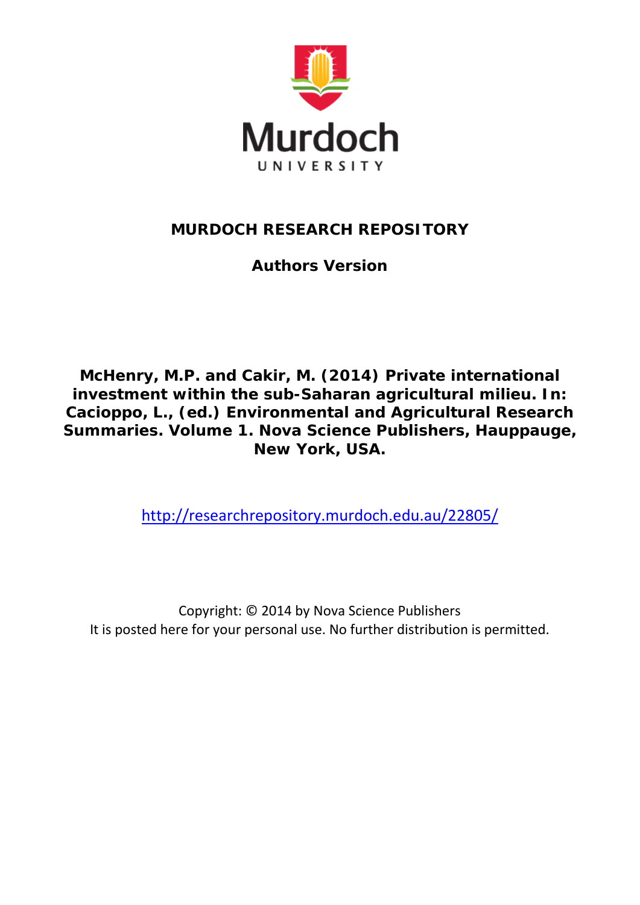Murdoch

UNIVERSITY

**MURDOCH RESEARCH REPOSITORY**

**Authors Version**

**McHenry, M.P. and Cakir, M. (2014) Private international investment within the sub-Saharan agricultural milieu. In: Cacioppo, L., (ed.) Environmental and Agricultural Research Summaries. Volume 1. Nova Science Publishers, Hauppauge, New York, USA.**

http://researchrepository.murdoch.edu.au/22805/

Copyright: © 2014 by Nova Science Publishers
It is posted here for your personal use. No further distribution is permitted.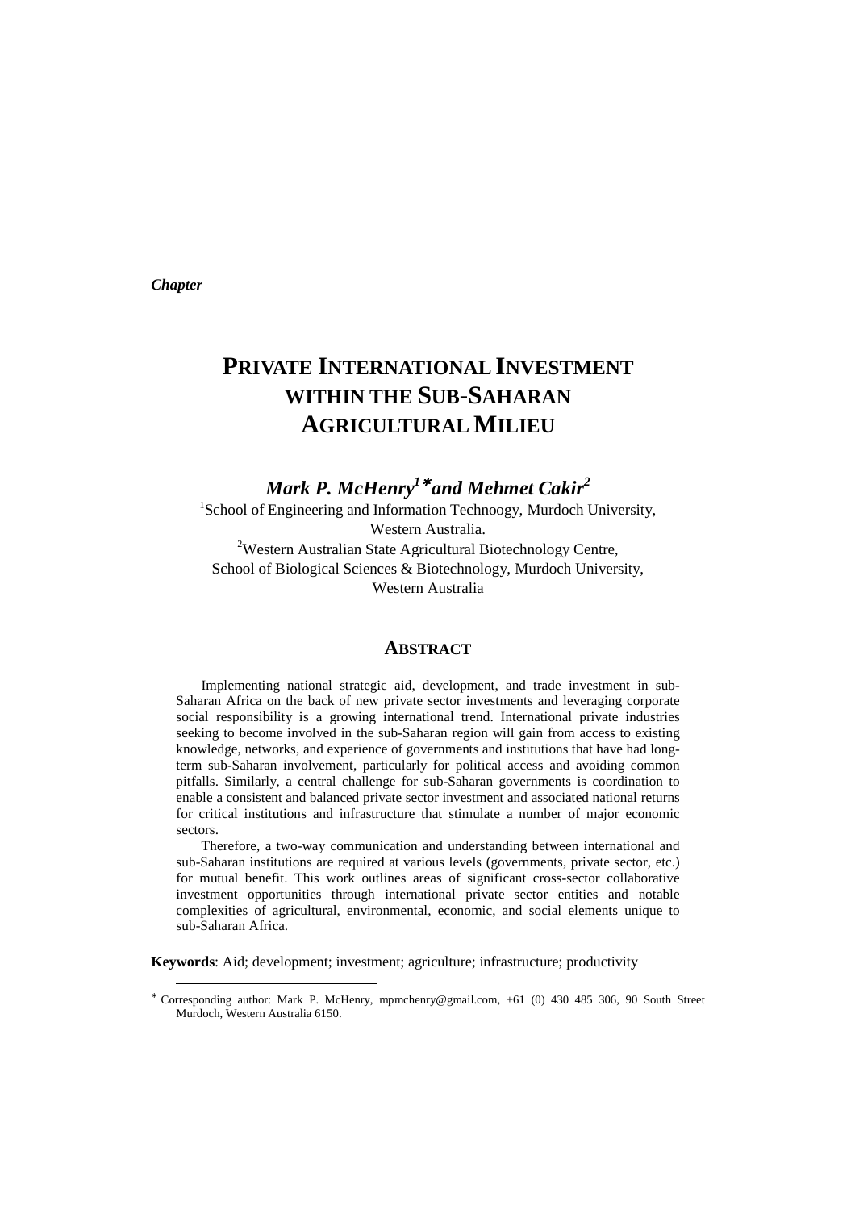*Chapter*

# PRIVATE INTERNATIONAL INVESTMENT WITHIN THE SUB-SAHARAN AGRICULTURAL MILIEU

### *Mark P. McHenry[1]\* and Mehmet Cakir[2]*

[1]School of Engineering and Information Technoogy, Murdoch University, Western Australia.

[2]Western Australian State Agricultural Biotechnology Centre, School of Biological Sciences & Biotechnology, Murdoch University, Western Australia

## ABSTRACT

Implementing national strategic aid, development, and trade investment in sub-Saharan Africa on the back of new private sector investments and leveraging corporate social responsibility is a growing international trend. International private industries seeking to become involved in the sub-Saharan region will gain from access to existing knowledge, networks, and experience of governments and institutions that have had long-term sub-Saharan involvement, particularly for political access and avoiding common pitfalls. Similarly, a central challenge for sub-Saharan governments is coordination to enable a consistent and balanced private sector investment and associated national returns for critical institutions and infrastructure that stimulate a number of major economic sectors.

Therefore, a two-way communication and understanding between international and sub-Saharan institutions are required at various levels (governments, private sector, etc.) for mutual benefit. This work outlines areas of significant cross-sector collaborative investment opportunities through international private sector entities and notable complexities of agricultural, environmental, economic, and social elements unique to sub-Saharan Africa.

**Keywords**: Aid; development; investment; agriculture; infrastructure; productivity

\* Corresponding author: Mark P. McHenry, mpmchenry@gmail.com, +61 (0) 430 485 306, 90 South Street Murdoch, Western Australia 6150.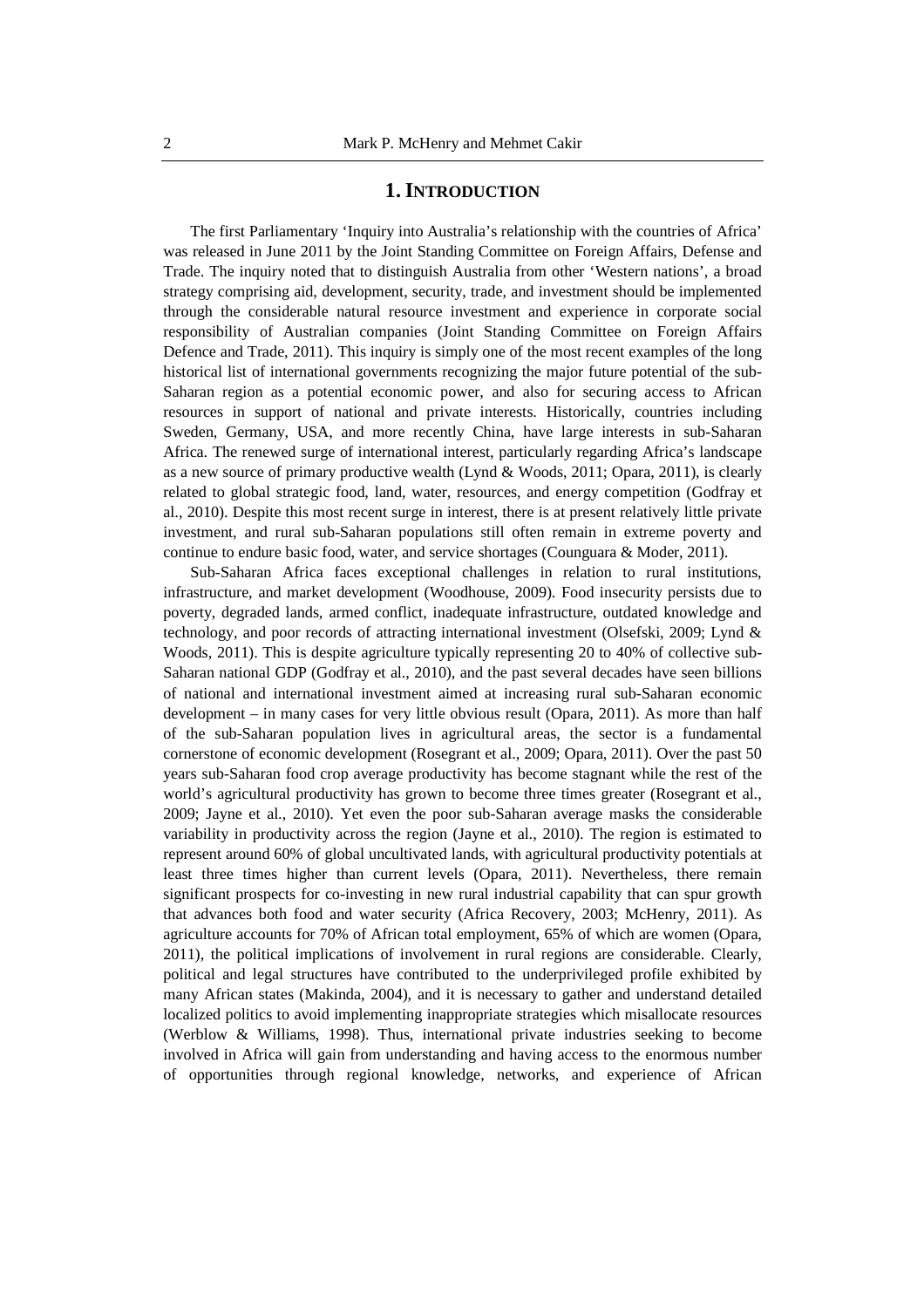## 1. INTRODUCTION

The first Parliamentary 'Inquiry into Australia's relationship with the countries of Africa' was released in June 2011 by the Joint Standing Committee on Foreign Affairs, Defense and Trade. The inquiry noted that to distinguish Australia from other 'Western nations', a broad strategy comprising aid, development, security, trade, and investment should be implemented through the considerable natural resource investment and experience in corporate social responsibility of Australian companies (Joint Standing Committee on Foreign Affairs Defence and Trade, 2011). This inquiry is simply one of the most recent examples of the long historical list of international governments recognizing the major future potential of the sub-Saharan region as a potential economic power, and also for securing access to African resources in support of national and private interests. Historically, countries including Sweden, Germany, USA, and more recently China, have large interests in sub-Saharan Africa. The renewed surge of international interest, particularly regarding Africa's landscape as a new source of primary productive wealth (Lynd & Woods, 2011; Opara, 2011), is clearly related to global strategic food, land, water, resources, and energy competition (Godfray et al., 2010). Despite this most recent surge in interest, there is at present relatively little private investment, and rural sub-Saharan populations still often remain in extreme poverty and continue to endure basic food, water, and service shortages (Counguara & Moder, 2011).

Sub-Saharan Africa faces exceptional challenges in relation to rural institutions, infrastructure, and market development (Woodhouse, 2009). Food insecurity persists due to poverty, degraded lands, armed conflict, inadequate infrastructure, outdated knowledge and technology, and poor records of attracting international investment (Olsefski, 2009; Lynd & Woods, 2011). This is despite agriculture typically representing 20 to 40% of collective sub-Saharan national GDP (Godfray et al., 2010), and the past several decades have seen billions of national and international investment aimed at increasing rural sub-Saharan economic development – in many cases for very little obvious result (Opara, 2011). As more than half of the sub-Saharan population lives in agricultural areas, the sector is a fundamental cornerstone of economic development (Rosegrant et al., 2009; Opara, 2011). Over the past 50 years sub-Saharan food crop average productivity has become stagnant while the rest of the world's agricultural productivity has grown to become three times greater (Rosegrant et al., 2009; Jayne et al., 2010). Yet even the poor sub-Saharan average masks the considerable variability in productivity across the region (Jayne et al., 2010). The region is estimated to represent around 60% of global uncultivated lands, with agricultural productivity potentials at least three times higher than current levels (Opara, 2011). Nevertheless, there remain significant prospects for co-investing in new rural industrial capability that can spur growth that advances both food and water security (Africa Recovery, 2003; McHenry, 2011). As agriculture accounts for 70% of African total employment, 65% of which are women (Opara, 2011), the political implications of involvement in rural regions are considerable. Clearly, political and legal structures have contributed to the underprivileged profile exhibited by many African states (Makinda, 2004), and it is necessary to gather and understand detailed localized politics to avoid implementing inappropriate strategies which misallocate resources (Werblow & Williams, 1998). Thus, international private industries seeking to become involved in Africa will gain from understanding and having access to the enormous number of opportunities through regional knowledge, networks, and experience of African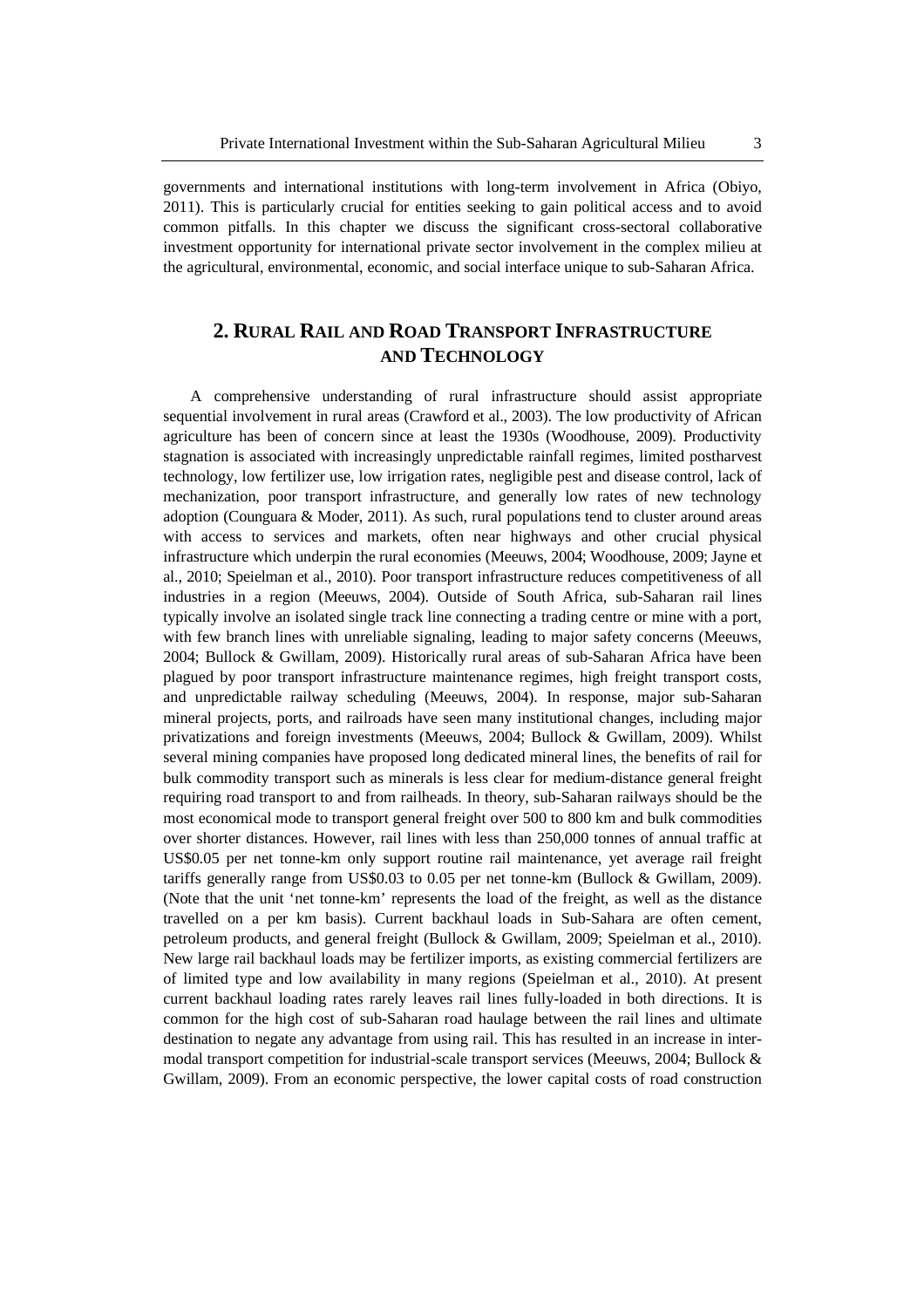governments and international institutions with long-term involvement in Africa (Obiyo, 2011). This is particularly crucial for entities seeking to gain political access and to avoid common pitfalls. In this chapter we discuss the significant cross-sectoral collaborative investment opportunity for international private sector involvement in the complex milieu at the agricultural, environmental, economic, and social interface unique to sub-Saharan Africa.

## 2. Rural Rail and Road Transport Infrastructure and Technology

A comprehensive understanding of rural infrastructure should assist appropriate sequential involvement in rural areas (Crawford et al., 2003). The low productivity of African agriculture has been of concern since at least the 1930s (Woodhouse, 2009). Productivity stagnation is associated with increasingly unpredictable rainfall regimes, limited postharvest technology, low fertilizer use, low irrigation rates, negligible pest and disease control, lack of mechanization, poor transport infrastructure, and generally low rates of new technology adoption (Counguara & Moder, 2011). As such, rural populations tend to cluster around areas with access to services and markets, often near highways and other crucial physical infrastructure which underpin the rural economies (Meeuws, 2004; Woodhouse, 2009; Jayne et al., 2010; Speielman et al., 2010). Poor transport infrastructure reduces competitiveness of all industries in a region (Meeuws, 2004). Outside of South Africa, sub-Saharan rail lines typically involve an isolated single track line connecting a trading centre or mine with a port, with few branch lines with unreliable signaling, leading to major safety concerns (Meeuws, 2004; Bullock & Gwillam, 2009). Historically rural areas of sub-Saharan Africa have been plagued by poor transport infrastructure maintenance regimes, high freight transport costs, and unpredictable railway scheduling (Meeuws, 2004). In response, major sub-Saharan mineral projects, ports, and railroads have seen many institutional changes, including major privatizations and foreign investments (Meeuws, 2004; Bullock & Gwillam, 2009). Whilst several mining companies have proposed long dedicated mineral lines, the benefits of rail for bulk commodity transport such as minerals is less clear for medium-distance general freight requiring road transport to and from railheads. In theory, sub-Saharan railways should be the most economical mode to transport general freight over 500 to 800 km and bulk commodities over shorter distances. However, rail lines with less than 250,000 tonnes of annual traffic at US$0.05 per net tonne-km only support routine rail maintenance, yet average rail freight tariffs generally range from US$0.03 to 0.05 per net tonne-km (Bullock & Gwillam, 2009). (Note that the unit 'net tonne-km' represents the load of the freight, as well as the distance travelled on a per km basis). Current backhaul loads in Sub-Sahara are often cement, petroleum products, and general freight (Bullock & Gwillam, 2009; Speielman et al., 2010). New large rail backhaul loads may be fertilizer imports, as existing commercial fertilizers are of limited type and low availability in many regions (Speielman et al., 2010). At present current backhaul loading rates rarely leaves rail lines fully-loaded in both directions. It is common for the high cost of sub-Saharan road haulage between the rail lines and ultimate destination to negate any advantage from using rail. This has resulted in an increase in inter-modal transport competition for industrial-scale transport services (Meeuws, 2004; Bullock & Gwillam, 2009). From an economic perspective, the lower capital costs of road construction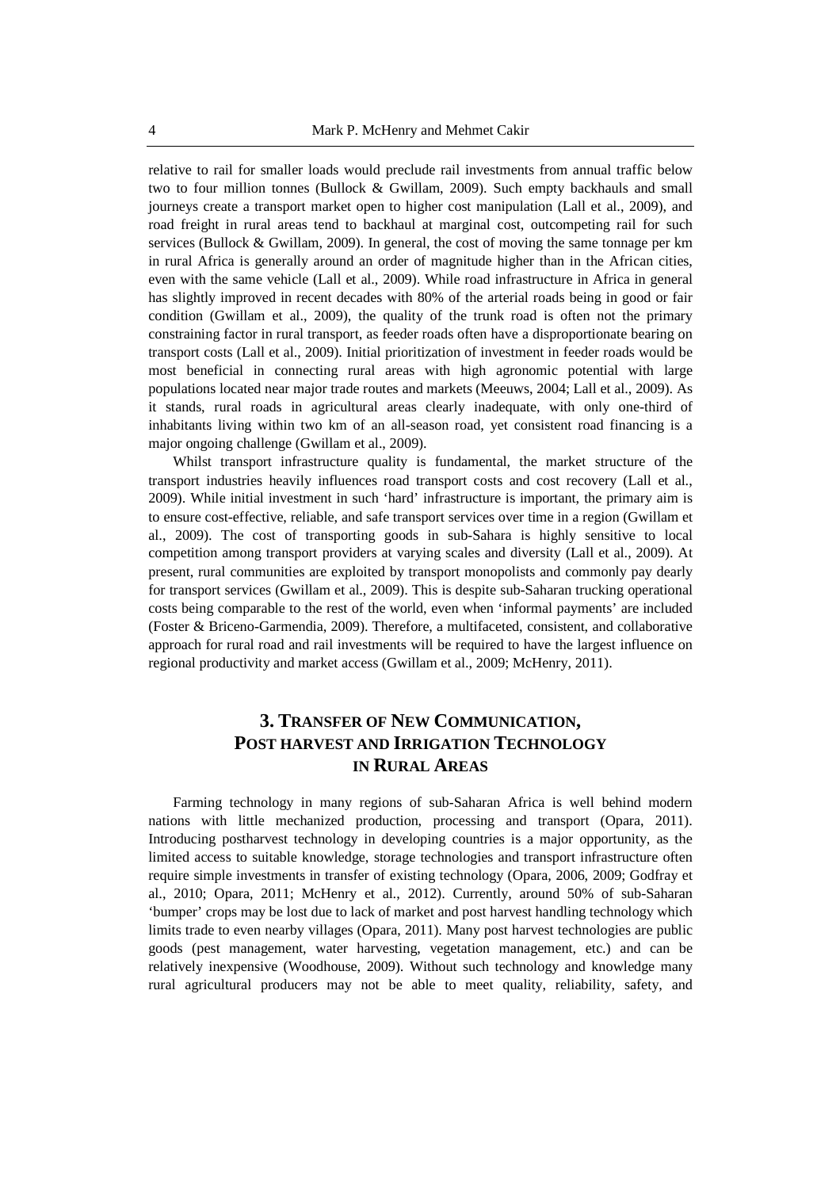relative to rail for smaller loads would preclude rail investments from annual traffic below two to four million tonnes (Bullock & Gwillam, 2009). Such empty backhauls and small journeys create a transport market open to higher cost manipulation (Lall et al., 2009), and road freight in rural areas tend to backhaul at marginal cost, outcompeting rail for such services (Bullock & Gwillam, 2009). In general, the cost of moving the same tonnage per km in rural Africa is generally around an order of magnitude higher than in the African cities, even with the same vehicle (Lall et al., 2009). While road infrastructure in Africa in general has slightly improved in recent decades with 80% of the arterial roads being in good or fair condition (Gwillam et al., 2009), the quality of the trunk road is often not the primary constraining factor in rural transport, as feeder roads often have a disproportionate bearing on transport costs (Lall et al., 2009). Initial prioritization of investment in feeder roads would be most beneficial in connecting rural areas with high agronomic potential with large populations located near major trade routes and markets (Meeuws, 2004; Lall et al., 2009). As it stands, rural roads in agricultural areas clearly inadequate, with only one-third of inhabitants living within two km of an all-season road, yet consistent road financing is a major ongoing challenge (Gwillam et al., 2009).

Whilst transport infrastructure quality is fundamental, the market structure of the transport industries heavily influences road transport costs and cost recovery (Lall et al., 2009). While initial investment in such 'hard' infrastructure is important, the primary aim is to ensure cost-effective, reliable, and safe transport services over time in a region (Gwillam et al., 2009). The cost of transporting goods in sub-Sahara is highly sensitive to local competition among transport providers at varying scales and diversity (Lall et al., 2009). At present, rural communities are exploited by transport monopolists and commonly pay dearly for transport services (Gwillam et al., 2009). This is despite sub-Saharan trucking operational costs being comparable to the rest of the world, even when 'informal payments' are included (Foster & Briceno-Garmendia, 2009). Therefore, a multifaceted, consistent, and collaborative approach for rural road and rail investments will be required to have the largest influence on regional productivity and market access (Gwillam et al., 2009; McHenry, 2011).

## 3. Transfer of New Communication, Post Harvest and Irrigation Technology in Rural Areas

Farming technology in many regions of sub-Saharan Africa is well behind modern nations with little mechanized production, processing and transport (Opara, 2011). Introducing postharvest technology in developing countries is a major opportunity, as the limited access to suitable knowledge, storage technologies and transport infrastructure often require simple investments in transfer of existing technology (Opara, 2006, 2009; Godfray et al., 2010; Opara, 2011; McHenry et al., 2012). Currently, around 50% of sub-Saharan 'bumper' crops may be lost due to lack of market and post harvest handling technology which limits trade to even nearby villages (Opara, 2011). Many post harvest technologies are public goods (pest management, water harvesting, vegetation management, etc.) and can be relatively inexpensive (Woodhouse, 2009). Without such technology and knowledge many rural agricultural producers may not be able to meet quality, reliability, safety, and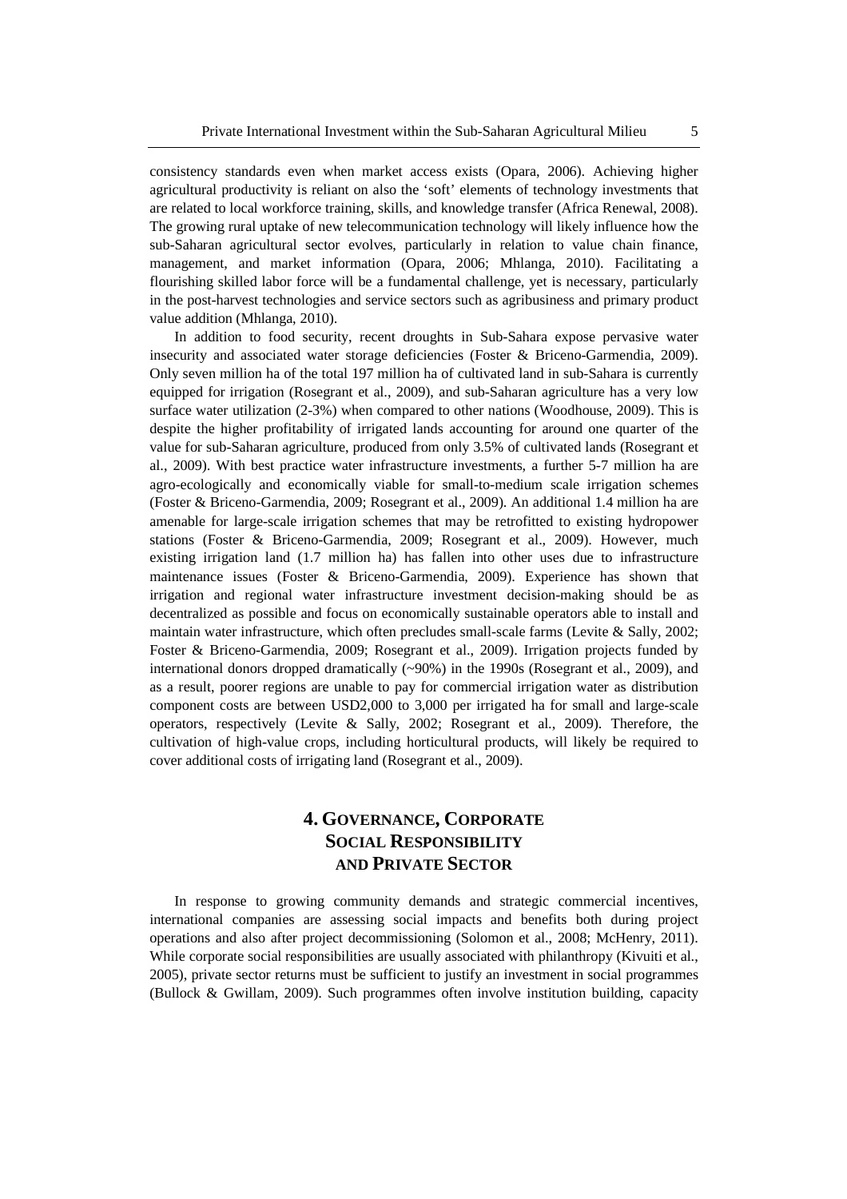consistency standards even when market access exists (Opara, 2006). Achieving higher agricultural productivity is reliant on also the 'soft' elements of technology investments that are related to local workforce training, skills, and knowledge transfer (Africa Renewal, 2008). The growing rural uptake of new telecommunication technology will likely influence how the sub-Saharan agricultural sector evolves, particularly in relation to value chain finance, management, and market information (Opara, 2006; Mhlanga, 2010). Facilitating a flourishing skilled labor force will be a fundamental challenge, yet is necessary, particularly in the post-harvest technologies and service sectors such as agribusiness and primary product value addition (Mhlanga, 2010).

In addition to food security, recent droughts in Sub-Sahara expose pervasive water insecurity and associated water storage deficiencies (Foster & Briceno-Garmendia, 2009). Only seven million ha of the total 197 million ha of cultivated land in sub-Sahara is currently equipped for irrigation (Rosegrant et al., 2009), and sub-Saharan agriculture has a very low surface water utilization (2-3%) when compared to other nations (Woodhouse, 2009). This is despite the higher profitability of irrigated lands accounting for around one quarter of the value for sub-Saharan agriculture, produced from only 3.5% of cultivated lands (Rosegrant et al., 2009). With best practice water infrastructure investments, a further 5-7 million ha are agro-ecologically and economically viable for small-to-medium scale irrigation schemes (Foster & Briceno-Garmendia, 2009; Rosegrant et al., 2009). An additional 1.4 million ha are amenable for large-scale irrigation schemes that may be retrofitted to existing hydropower stations (Foster & Briceno-Garmendia, 2009; Rosegrant et al., 2009). However, much existing irrigation land (1.7 million ha) has fallen into other uses due to infrastructure maintenance issues (Foster & Briceno-Garmendia, 2009). Experience has shown that irrigation and regional water infrastructure investment decision-making should be as decentralized as possible and focus on economically sustainable operators able to install and maintain water infrastructure, which often precludes small-scale farms (Levite & Sally, 2002; Foster & Briceno-Garmendia, 2009; Rosegrant et al., 2009). Irrigation projects funded by international donors dropped dramatically (~90%) in the 1990s (Rosegrant et al., 2009), and as a result, poorer regions are unable to pay for commercial irrigation water as distribution component costs are between USD2,000 to 3,000 per irrigated ha for small and large-scale operators, respectively (Levite & Sally, 2002; Rosegrant et al., 2009). Therefore, the cultivation of high-value crops, including horticultural products, will likely be required to cover additional costs of irrigating land (Rosegrant et al., 2009).

## 4. Governance, Corporate Social Responsibility and Private Sector

In response to growing community demands and strategic commercial incentives, international companies are assessing social impacts and benefits both during project operations and also after project decommissioning (Solomon et al., 2008; McHenry, 2011). While corporate social responsibilities are usually associated with philanthropy (Kivuiti et al., 2005), private sector returns must be sufficient to justify an investment in social programmes (Bullock & Gwillam, 2009). Such programmes often involve institution building, capacity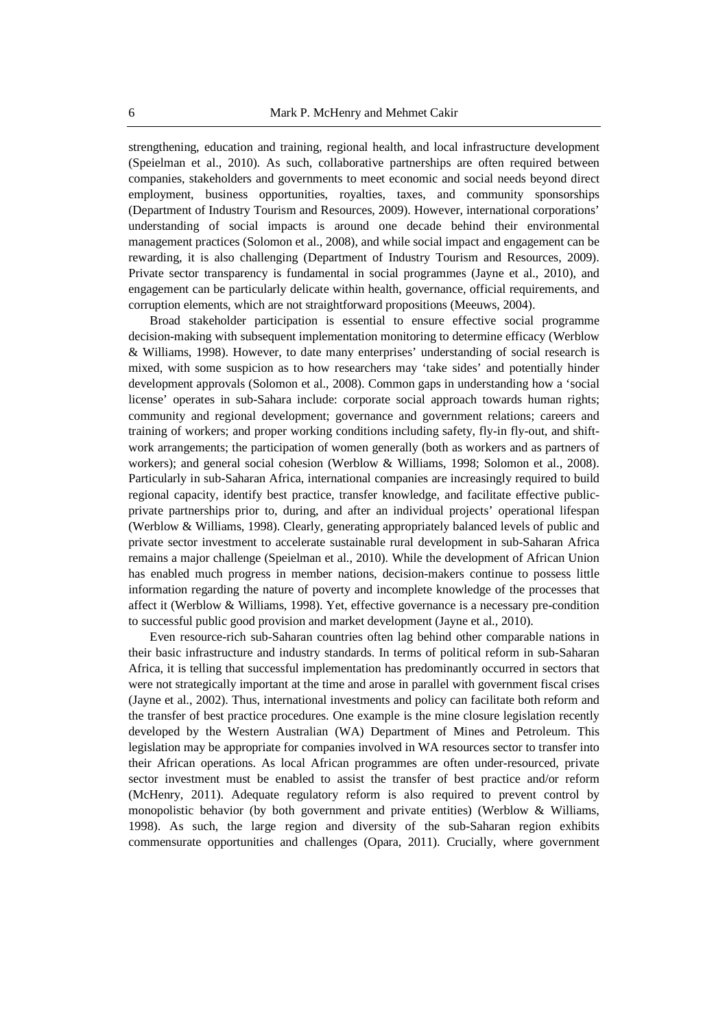strengthening, education and training, regional health, and local infrastructure development (Speielman et al., 2010). As such, collaborative partnerships are often required between companies, stakeholders and governments to meet economic and social needs beyond direct employment, business opportunities, royalties, taxes, and community sponsorships (Department of Industry Tourism and Resources, 2009). However, international corporations' understanding of social impacts is around one decade behind their environmental management practices (Solomon et al., 2008), and while social impact and engagement can be rewarding, it is also challenging (Department of Industry Tourism and Resources, 2009). Private sector transparency is fundamental in social programmes (Jayne et al., 2010), and engagement can be particularly delicate within health, governance, official requirements, and corruption elements, which are not straightforward propositions (Meeuws, 2004).

Broad stakeholder participation is essential to ensure effective social programme decision-making with subsequent implementation monitoring to determine efficacy (Werblow & Williams, 1998). However, to date many enterprises' understanding of social research is mixed, with some suspicion as to how researchers may 'take sides' and potentially hinder development approvals (Solomon et al., 2008). Common gaps in understanding how a 'social license' operates in sub-Sahara include: corporate social approach towards human rights; community and regional development; governance and government relations; careers and training of workers; and proper working conditions including safety, fly-in fly-out, and shift-work arrangements; the participation of women generally (both as workers and as partners of workers); and general social cohesion (Werblow & Williams, 1998; Solomon et al., 2008). Particularly in sub-Saharan Africa, international companies are increasingly required to build regional capacity, identify best practice, transfer knowledge, and facilitate effective public-private partnerships prior to, during, and after an individual projects' operational lifespan (Werblow & Williams, 1998). Clearly, generating appropriately balanced levels of public and private sector investment to accelerate sustainable rural development in sub-Saharan Africa remains a major challenge (Speielman et al., 2010). While the development of African Union has enabled much progress in member nations, decision-makers continue to possess little information regarding the nature of poverty and incomplete knowledge of the processes that affect it (Werblow & Williams, 1998). Yet, effective governance is a necessary pre-condition to successful public good provision and market development (Jayne et al., 2010).

Even resource-rich sub-Saharan countries often lag behind other comparable nations in their basic infrastructure and industry standards. In terms of political reform in sub-Saharan Africa, it is telling that successful implementation has predominantly occurred in sectors that were not strategically important at the time and arose in parallel with government fiscal crises (Jayne et al., 2002). Thus, international investments and policy can facilitate both reform and the transfer of best practice procedures. One example is the mine closure legislation recently developed by the Western Australian (WA) Department of Mines and Petroleum. This legislation may be appropriate for companies involved in WA resources sector to transfer into their African operations. As local African programmes are often under-resourced, private sector investment must be enabled to assist the transfer of best practice and/or reform (McHenry, 2011). Adequate regulatory reform is also required to prevent control by monopolistic behavior (by both government and private entities) (Werblow & Williams, 1998). As such, the large region and diversity of the sub-Saharan region exhibits commensurate opportunities and challenges (Opara, 2011). Crucially, where government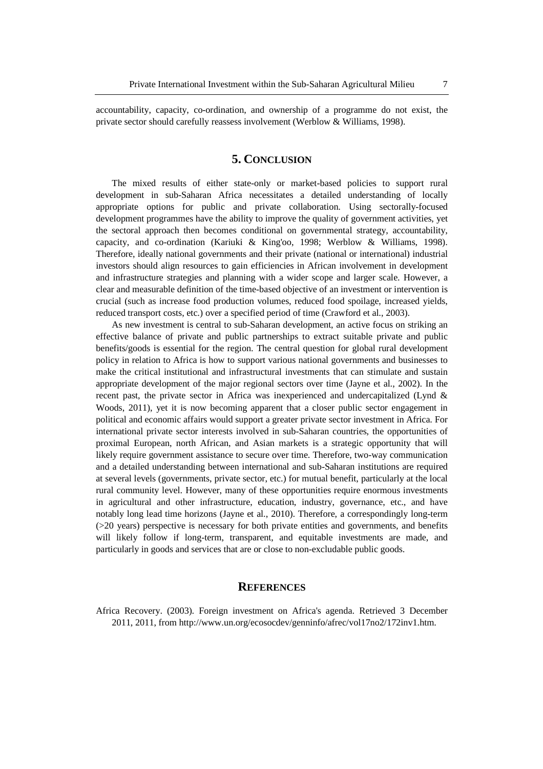accountability, capacity, co-ordination, and ownership of a programme do not exist, the private sector should carefully reassess involvement (Werblow & Williams, 1998).

## 5. Conclusion

The mixed results of either state-only or market-based policies to support rural development in sub-Saharan Africa necessitates a detailed understanding of locally appropriate options for public and private collaboration. Using sectorally-focused development programmes have the ability to improve the quality of government activities, yet the sectoral approach then becomes conditional on governmental strategy, accountability, capacity, and co-ordination (Kariuki & King'oo, 1998; Werblow & Williams, 1998). Therefore, ideally national governments and their private (national or international) industrial investors should align resources to gain efficiencies in African involvement in development and infrastructure strategies and planning with a wider scope and larger scale. However, a clear and measurable definition of the time-based objective of an investment or intervention is crucial (such as increase food production volumes, reduced food spoilage, increased yields, reduced transport costs, etc.) over a specified period of time (Crawford et al., 2003).

As new investment is central to sub-Saharan development, an active focus on striking an effective balance of private and public partnerships to extract suitable private and public benefits/goods is essential for the region. The central question for global rural development policy in relation to Africa is how to support various national governments and businesses to make the critical institutional and infrastructural investments that can stimulate and sustain appropriate development of the major regional sectors over time (Jayne et al., 2002). In the recent past, the private sector in Africa was inexperienced and undercapitalized (Lynd & Woods, 2011), yet it is now becoming apparent that a closer public sector engagement in political and economic affairs would support a greater private sector investment in Africa. For international private sector interests involved in sub-Saharan countries, the opportunities of proximal European, north African, and Asian markets is a strategic opportunity that will likely require government assistance to secure over time. Therefore, two-way communication and a detailed understanding between international and sub-Saharan institutions are required at several levels (governments, private sector, etc.) for mutual benefit, particularly at the local rural community level. However, many of these opportunities require enormous investments in agricultural and other infrastructure, education, industry, governance, etc., and have notably long lead time horizons (Jayne et al., 2010). Therefore, a correspondingly long-term (>20 years) perspective is necessary for both private entities and governments, and benefits will likely follow if long-term, transparent, and equitable investments are made, and particularly in goods and services that are or close to non-excludable public goods.

## References

Africa Recovery. (2003). Foreign investment on Africa's agenda. Retrieved 3 December 2011, 2011, from http://www.un.org/ecosocdev/genninfo/afrec/vol17no2/172inv1.htm.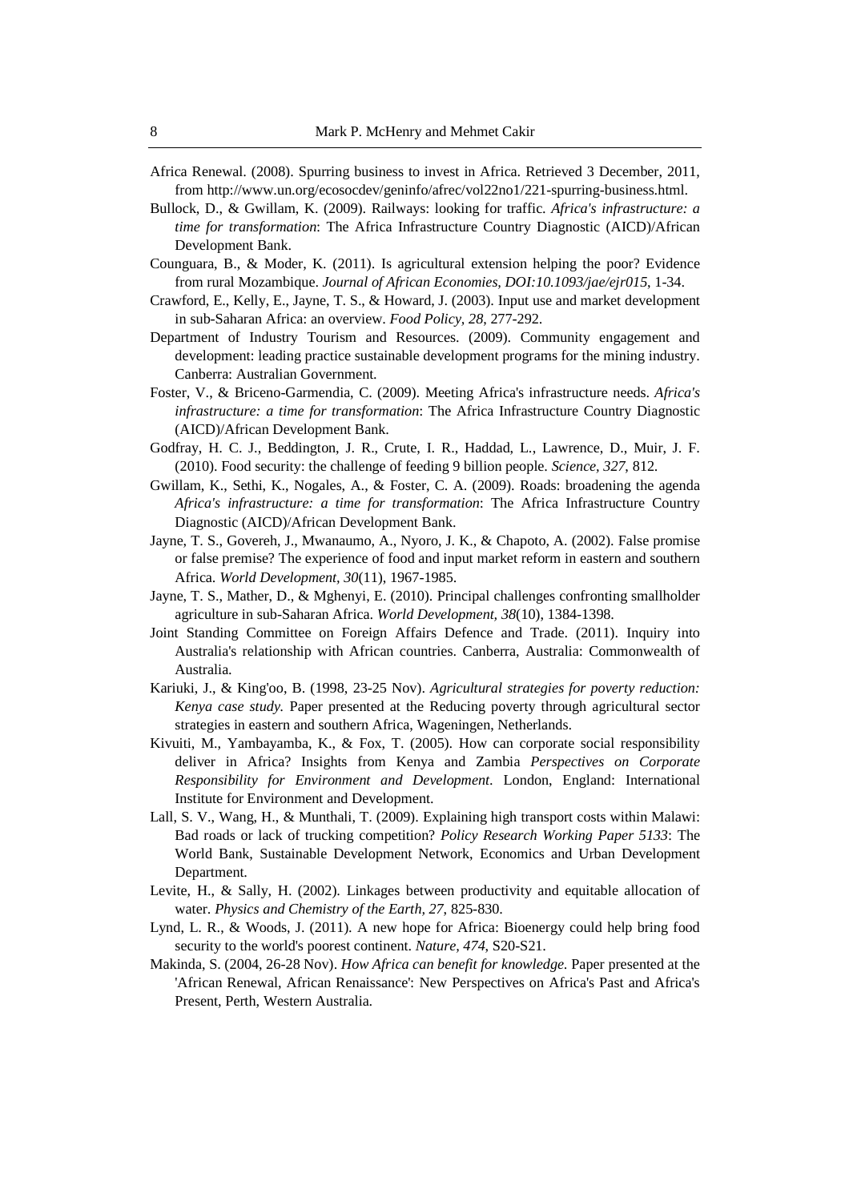Africa Renewal. (2008). Spurring business to invest in Africa. Retrieved 3 December, 2011, from http://www.un.org/ecosocdev/geninfo/afrec/vol22no1/221-spurring-business.html.

Bullock, D., & Gwillam, K. (2009). Railways: looking for traffic. *Africa's infrastructure: a time for transformation*: The Africa Infrastructure Country Diagnostic (AICD)/African Development Bank.

Counguara, B., & Moder, K. (2011). Is agricultural extension helping the poor? Evidence from rural Mozambique. *Journal of African Economies, DOI:10.1093/jae/ejr015*, 1-34.

Crawford, E., Kelly, E., Jayne, T. S., & Howard, J. (2003). Input use and market development in sub-Saharan Africa: an overview. *Food Policy, 28*, 277-292.

Department of Industry Tourism and Resources. (2009). Community engagement and development: leading practice sustainable development programs for the mining industry. Canberra: Australian Government.

Foster, V., & Briceno-Garmendia, C. (2009). Meeting Africa's infrastructure needs. *Africa's infrastructure: a time for transformation*: The Africa Infrastructure Country Diagnostic (AICD)/African Development Bank.

Godfray, H. C. J., Beddington, J. R., Crute, I. R., Haddad, L., Lawrence, D., Muir, J. F. (2010). Food security: the challenge of feeding 9 billion people. *Science, 327*, 812.

Gwillam, K., Sethi, K., Nogales, A., & Foster, C. A. (2009). Roads: broadening the agenda *Africa's infrastructure: a time for transformation*: The Africa Infrastructure Country Diagnostic (AICD)/African Development Bank.

Jayne, T. S., Govereh, J., Mwanaumo, A., Nyoro, J. K., & Chapoto, A. (2002). False promise or false premise? The experience of food and input market reform in eastern and southern Africa. *World Development, 30*(11), 1967-1985.

Jayne, T. S., Mather, D., & Mghenyi, E. (2010). Principal challenges confronting smallholder agriculture in sub-Saharan Africa. *World Development, 38*(10), 1384-1398.

Joint Standing Committee on Foreign Affairs Defence and Trade. (2011). Inquiry into Australia's relationship with African countries. Canberra, Australia: Commonwealth of Australia.

Kariuki, J., & King'oo, B. (1998, 23-25 Nov). *Agricultural strategies for poverty reduction: Kenya case study.* Paper presented at the Reducing poverty through agricultural sector strategies in eastern and southern Africa, Wageningen, Netherlands.

Kivuiti, M., Yambayamba, K., & Fox, T. (2005). How can corporate social responsibility deliver in Africa? Insights from Kenya and Zambia *Perspectives on Corporate Responsibility for Environment and Development*. London, England: International Institute for Environment and Development.

Lall, S. V., Wang, H., & Munthali, T. (2009). Explaining high transport costs within Malawi: Bad roads or lack of trucking competition? *Policy Research Working Paper 5133*: The World Bank, Sustainable Development Network, Economics and Urban Development Department.

Levite, H., & Sally, H. (2002). Linkages between productivity and equitable allocation of water. *Physics and Chemistry of the Earth, 27*, 825-830.

Lynd, L. R., & Woods, J. (2011). A new hope for Africa: Bioenergy could help bring food security to the world's poorest continent. *Nature, 474*, S20-S21.

Makinda, S. (2004, 26-28 Nov). *How Africa can benefit for knowledge.* Paper presented at the 'African Renewal, African Renaissance': New Perspectives on Africa's Past and Africa's Present, Perth, Western Australia.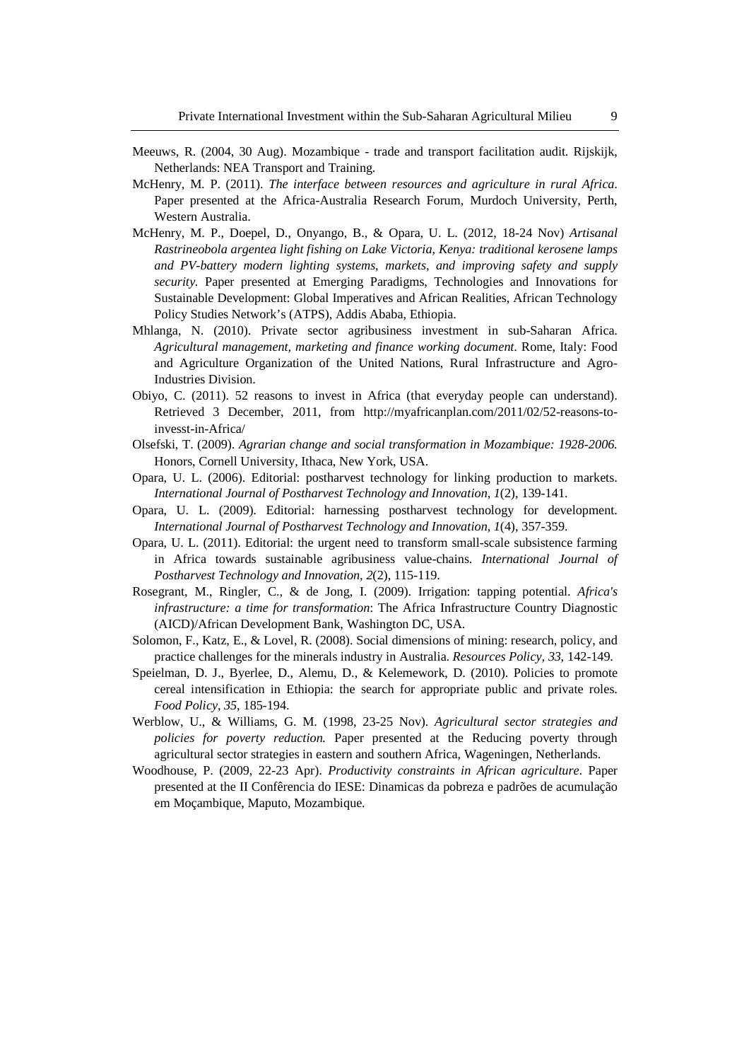Meeuws, R. (2004, 30 Aug). Mozambique - trade and transport facilitation audit. Rijskijk, Netherlands: NEA Transport and Training.

McHenry, M. P. (2011). *The interface between resources and agriculture in rural Africa*. Paper presented at the Africa-Australia Research Forum, Murdoch University, Perth, Western Australia.

McHenry, M. P., Doepel, D., Onyango, B., & Opara, U. L. (2012, 18-24 Nov) *Artisanal Rastrineobola argentea light fishing on Lake Victoria, Kenya: traditional kerosene lamps and PV-battery modern lighting systems, markets, and improving safety and supply security.* Paper presented at Emerging Paradigms, Technologies and Innovations for Sustainable Development: Global Imperatives and African Realities, African Technology Policy Studies Network's (ATPS), Addis Ababa, Ethiopia.

Mhlanga, N. (2010). Private sector agribusiness investment in sub-Saharan Africa. *Agricultural management, marketing and finance working document*. Rome, Italy: Food and Agriculture Organization of the United Nations, Rural Infrastructure and Agro-Industries Division.

Obiyo, C. (2011). 52 reasons to invest in Africa (that everyday people can understand). Retrieved 3 December, 2011, from http://myafricanplan.com/2011/02/52-reasons-to-invesst-in-Africa/

Olsefski, T. (2009). *Agrarian change and social transformation in Mozambique: 1928-2006.* Honors, Cornell University, Ithaca, New York, USA.

Opara, U. L. (2006). Editorial: postharvest technology for linking production to markets. *International Journal of Postharvest Technology and Innovation, 1*(2), 139-141.

Opara, U. L. (2009). Editorial: harnessing postharvest technology for development. *International Journal of Postharvest Technology and Innovation, 1*(4), 357-359.

Opara, U. L. (2011). Editorial: the urgent need to transform small-scale subsistence farming in Africa towards sustainable agribusiness value-chains. *International Journal of Postharvest Technology and Innovation, 2*(2), 115-119.

Rosegrant, M., Ringler, C., & de Jong, I. (2009). Irrigation: tapping potential. *Africa's infrastructure: a time for transformation*: The Africa Infrastructure Country Diagnostic (AICD)/African Development Bank, Washington DC, USA.

Solomon, F., Katz, E., & Lovel, R. (2008). Social dimensions of mining: research, policy, and practice challenges for the minerals industry in Australia. *Resources Policy, 33*, 142-149.

Speielman, D. J., Byerlee, D., Alemu, D., & Kelemework, D. (2010). Policies to promote cereal intensification in Ethiopia: the search for appropriate public and private roles. *Food Policy, 35*, 185-194.

Werblow, U., & Williams, G. M. (1998, 23-25 Nov). *Agricultural sector strategies and policies for poverty reduction.* Paper presented at the Reducing poverty through agricultural sector strategies in eastern and southern Africa, Wageningen, Netherlands.

Woodhouse, P. (2009, 22-23 Apr). *Productivity constraints in African agriculture*. Paper presented at the II Confêrencia do IESE: Dinamicas da pobreza e padrões de acumulação em Moçambique, Maputo, Mozambique.